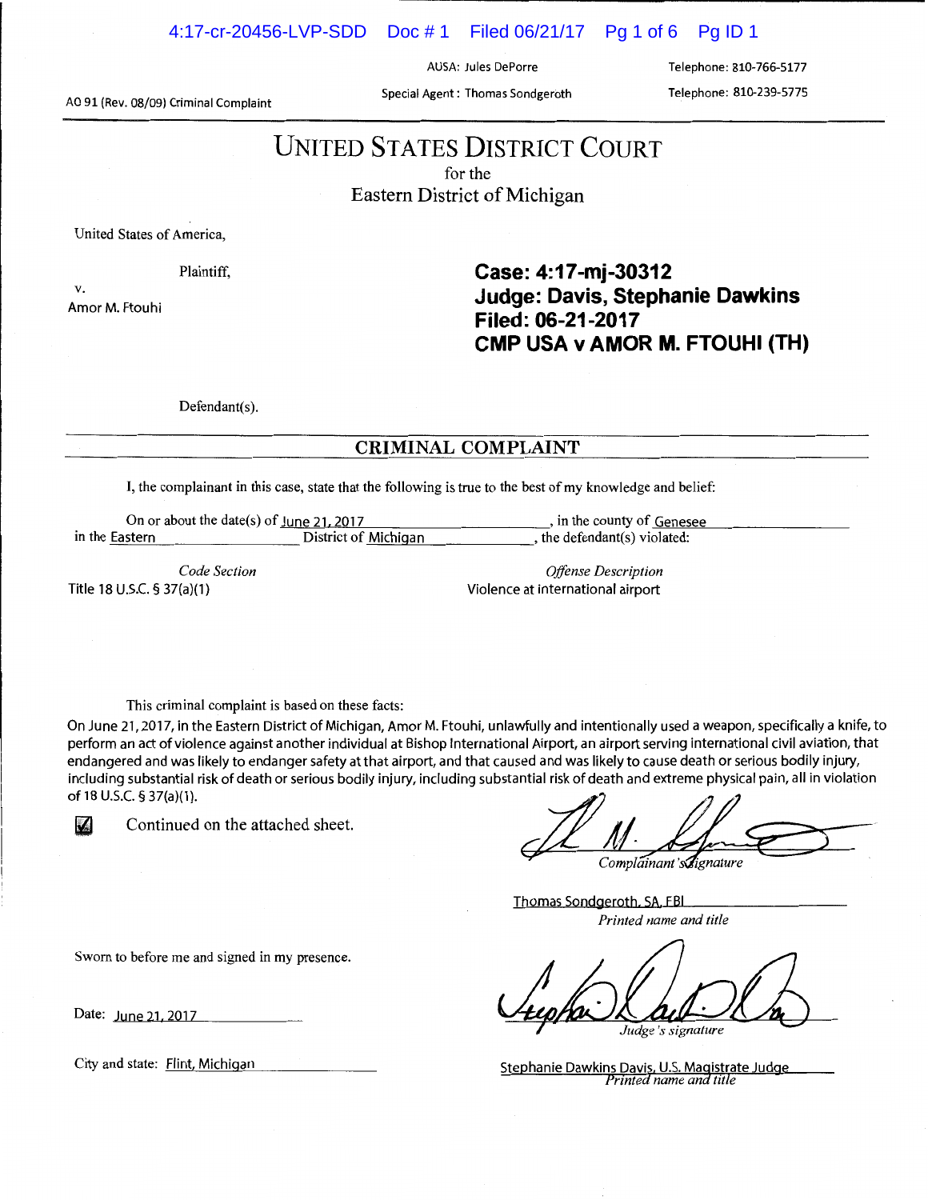AUSA: Jules DePorre — Telephone: 810-766-5177

AO 91 (Rev. 08/09) Criminal Complaint — Special Agent: Thomas Sondgeroth — Telephone: 810-239-5775

# UNITED STATES DISTRICT COURT

for the

Eastern District of Michigan

United States of America,

Plaintiff,

v.

Amor M. Ftouhi

Defendant(s).

**Case: 4:17-mj-30312**
**Judge: Davis, Stephanie Dawkins**
**Filed: 06-21-2017**
**CMP USA v AMOR M. FTOUHI (TH)**

## CRIMINAL COMPLAINT

I, the complainant in this case, state that the following is true to the best of my knowledge and belief:

On or about the date(s) of June 21, 2017, in the county of Genesee in the Eastern District of Michigan, the defendant(s) violated:

| *Code Section* | *Offense Description* |
|---|---|
| Title 18 U.S.C. § 37(a)(1) | Violence at international airport |

This criminal complaint is based on these facts:

On June 21, 2017, in the Eastern District of Michigan, Amor M. Ftouhi, unlawfully and intentionally used a weapon, specifically a knife, to perform an act of violence against another individual at Bishop International Airport, an airport serving international civil aviation, that endangered and was likely to endanger safety at that airport, and that caused and was likely to cause death or serious bodily injury, including substantial risk of death or serious bodily injury, including substantial risk of death and extreme physical pain, all in violation of 18 U.S.C. § 37(a)(1).

☑ Continued on the attached sheet.

*Complainant's signature*

Thomas Sondgeroth, SA, FBI
*Printed name and title*

Sworn to before me and signed in my presence.

Date: June 21, 2017

*Judge's signature*

City and state: Flint, Michigan

Stephanie Dawkins Davis, U.S. Magistrate Judge
*Printed name and title*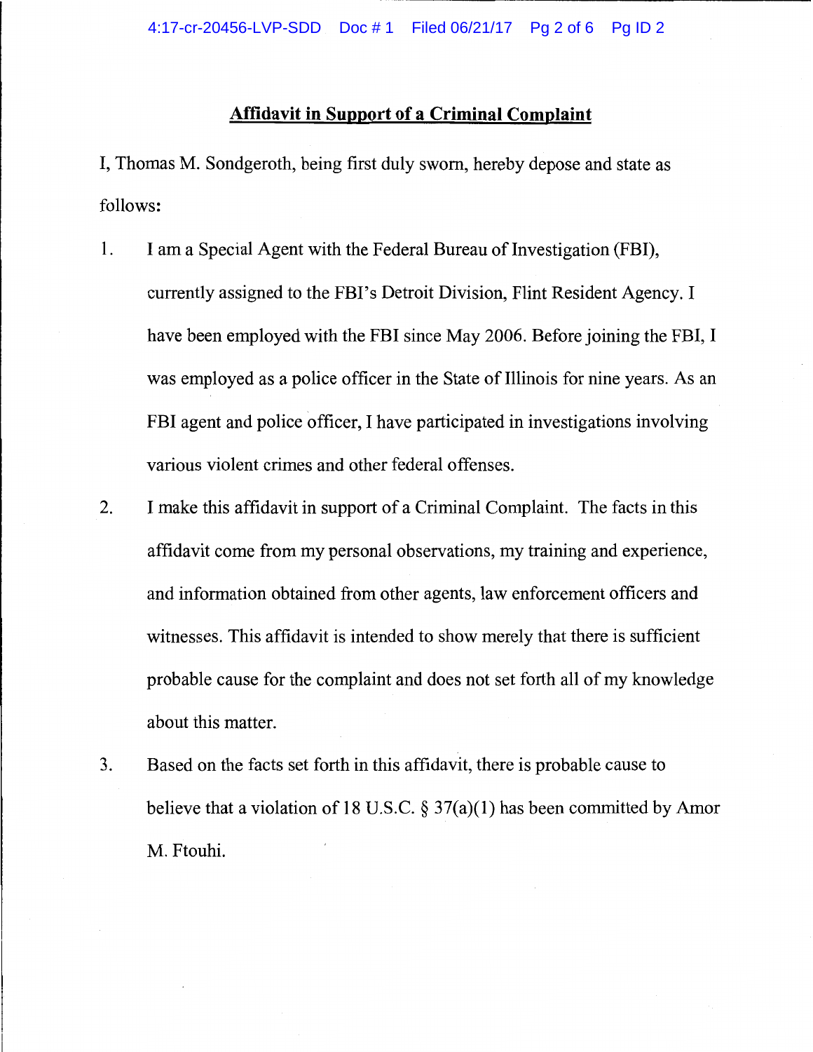## Affidavit in Support of a Criminal Complaint

I, Thomas M. Sondgeroth, being first duly sworn, hereby depose and state as follows:

1. I am a Special Agent with the Federal Bureau of Investigation (FBI), currently assigned to the FBI's Detroit Division, Flint Resident Agency. I have been employed with the FBI since May 2006. Before joining the FBI, I was employed as a police officer in the State of Illinois for nine years. As an FBI agent and police officer, I have participated in investigations involving various violent crimes and other federal offenses.

2. I make this affidavit in support of a Criminal Complaint. The facts in this affidavit come from my personal observations, my training and experience, and information obtained from other agents, law enforcement officers and witnesses. This affidavit is intended to show merely that there is sufficient probable cause for the complaint and does not set forth all of my knowledge about this matter.

3. Based on the facts set forth in this affidavit, there is probable cause to believe that a violation of 18 U.S.C. § 37(a)(1) has been committed by Amor M. Ftouhi.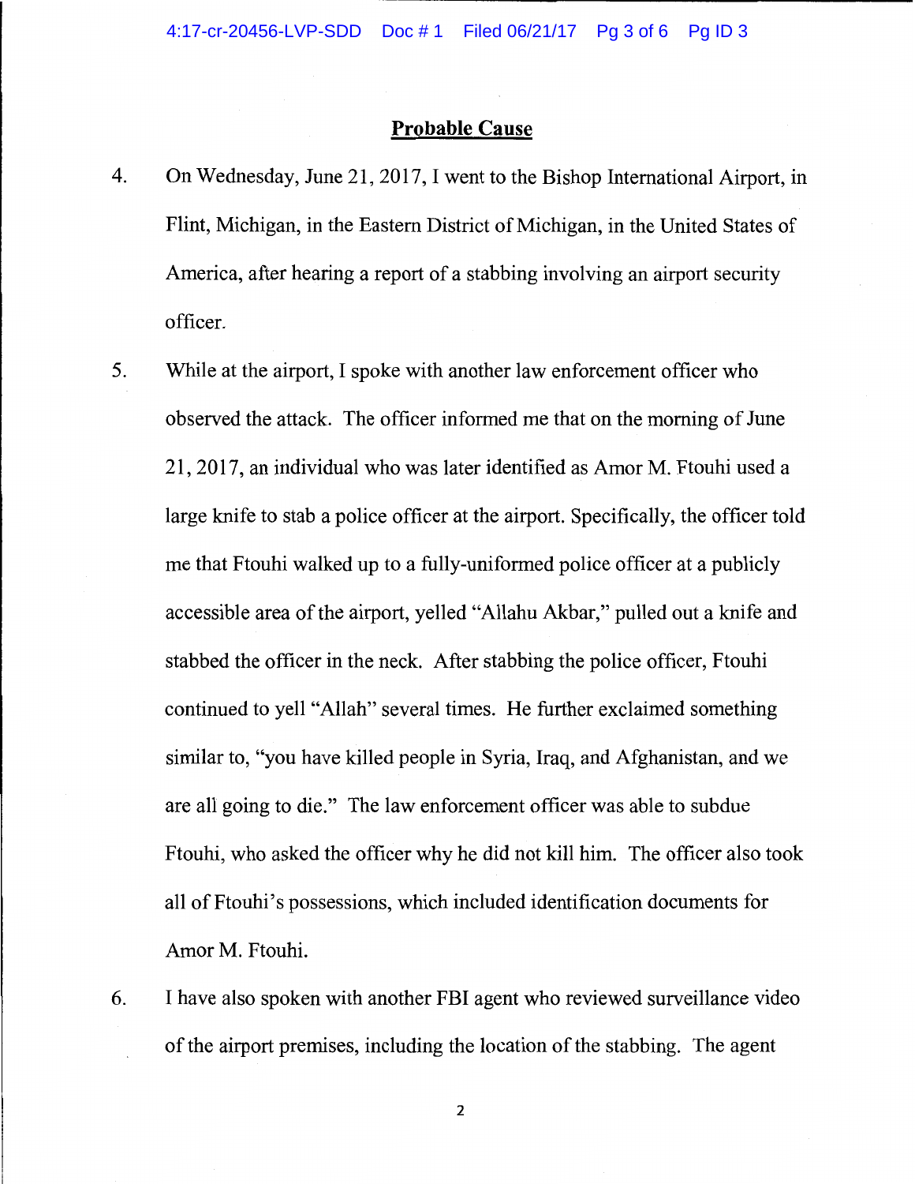## Probable Cause

4. On Wednesday, June 21, 2017, I went to the Bishop International Airport, in Flint, Michigan, in the Eastern District of Michigan, in the United States of America, after hearing a report of a stabbing involving an airport security officer.

5. While at the airport, I spoke with another law enforcement officer who observed the attack. The officer informed me that on the morning of June 21, 2017, an individual who was later identified as Amor M. Ftouhi used a large knife to stab a police officer at the airport. Specifically, the officer told me that Ftouhi walked up to a fully-uniformed police officer at a publicly accessible area of the airport, yelled "Allahu Akbar," pulled out a knife and stabbed the officer in the neck. After stabbing the police officer, Ftouhi continued to yell "Allah" several times. He further exclaimed something similar to, "you have killed people in Syria, Iraq, and Afghanistan, and we are all going to die." The law enforcement officer was able to subdue Ftouhi, who asked the officer why he did not kill him. The officer also took all of Ftouhi's possessions, which included identification documents for Amor M. Ftouhi.

6. I have also spoken with another FBI agent who reviewed surveillance video of the airport premises, including the location of the stabbing. The agent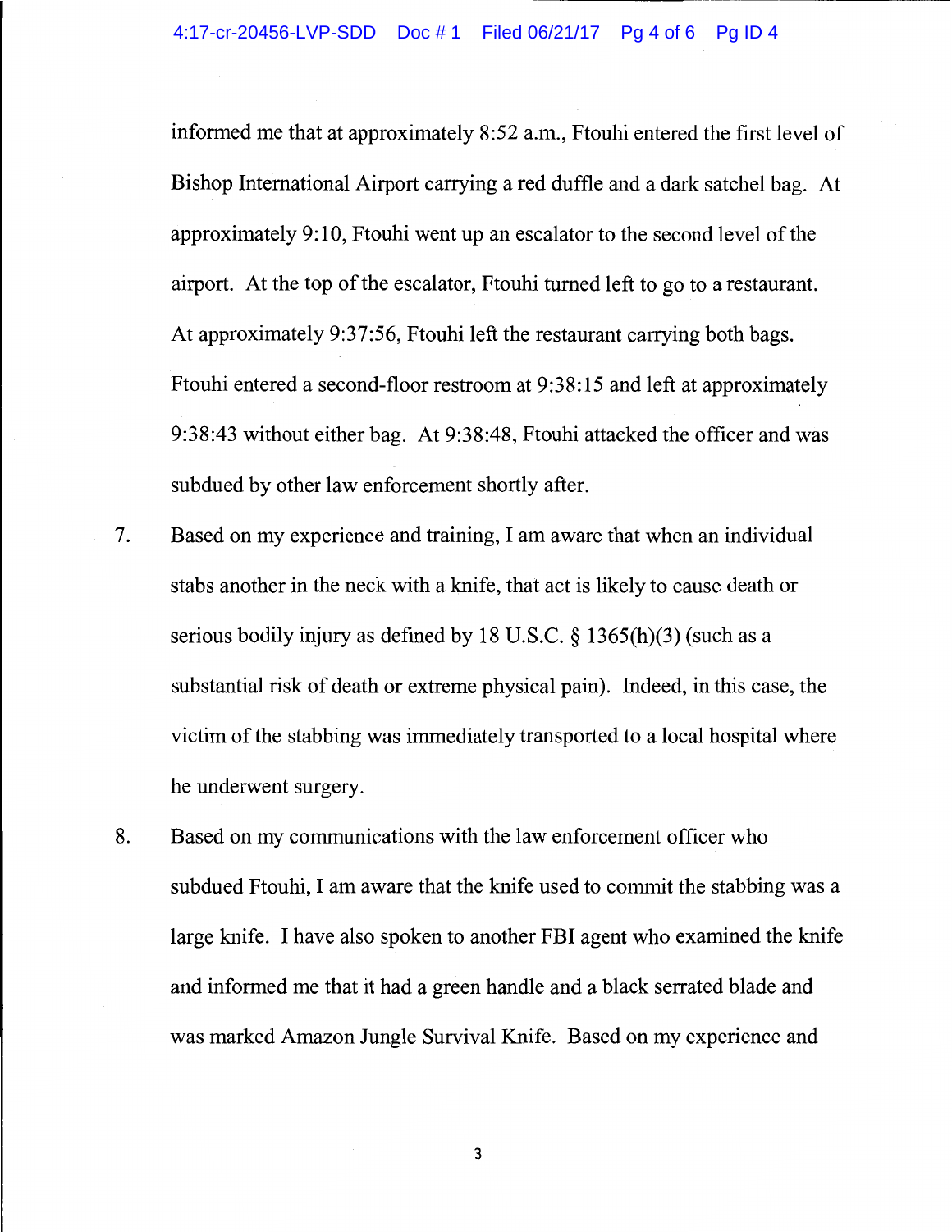informed me that at approximately 8:52 a.m., Ftouhi entered the first level of Bishop International Airport carrying a red duffle and a dark satchel bag. At approximately 9:10, Ftouhi went up an escalator to the second level of the airport. At the top of the escalator, Ftouhi turned left to go to a restaurant. At approximately 9:37:56, Ftouhi left the restaurant carrying both bags. Ftouhi entered a second-floor restroom at 9:38:15 and left at approximately 9:38:43 without either bag. At 9:38:48, Ftouhi attacked the officer and was subdued by other law enforcement shortly after.

7. Based on my experience and training, I am aware that when an individual stabs another in the neck with a knife, that act is likely to cause death or serious bodily injury as defined by 18 U.S.C. § 1365(h)(3) (such as a substantial risk of death or extreme physical pain). Indeed, in this case, the victim of the stabbing was immediately transported to a local hospital where he underwent surgery.

8. Based on my communications with the law enforcement officer who subdued Ftouhi, I am aware that the knife used to commit the stabbing was a large knife. I have also spoken to another FBI agent who examined the knife and informed me that it had a green handle and a black serrated blade and was marked Amazon Jungle Survival Knife. Based on my experience and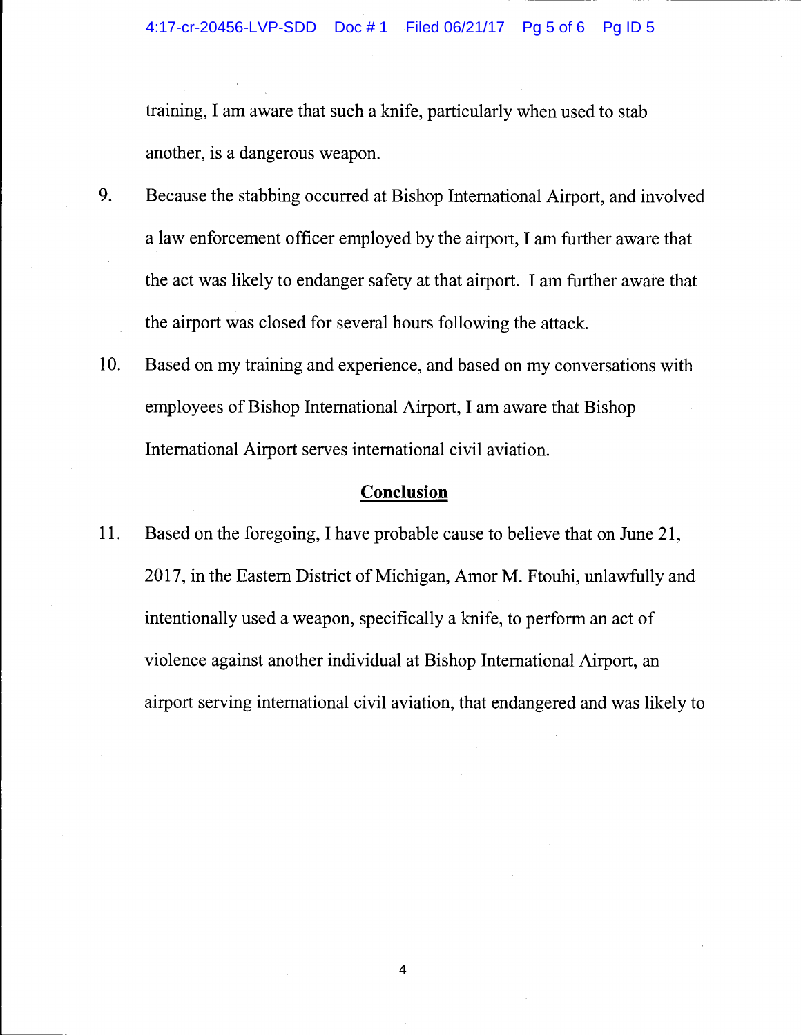training, I am aware that such a knife, particularly when used to stab another, is a dangerous weapon.

9. Because the stabbing occurred at Bishop International Airport, and involved a law enforcement officer employed by the airport, I am further aware that the act was likely to endanger safety at that airport. I am further aware that the airport was closed for several hours following the attack.

10. Based on my training and experience, and based on my conversations with employees of Bishop International Airport, I am aware that Bishop International Airport serves international civil aviation.

## Conclusion

11. Based on the foregoing, I have probable cause to believe that on June 21, 2017, in the Eastern District of Michigan, Amor M. Ftouhi, unlawfully and intentionally used a weapon, specifically a knife, to perform an act of violence against another individual at Bishop International Airport, an airport serving international civil aviation, that endangered and was likely to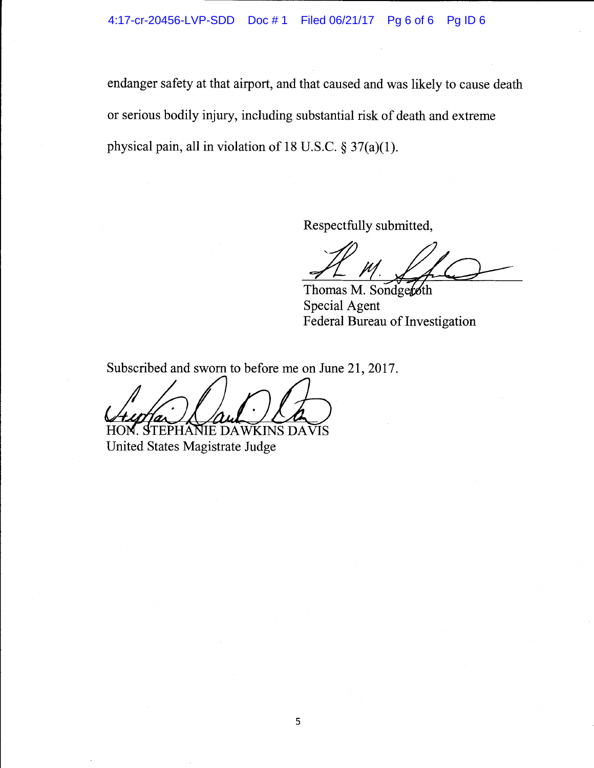endanger safety at that airport, and that caused and was likely to cause death or serious bodily injury, including substantial risk of death and extreme physical pain, all in violation of 18 U.S.C. § 37(a)(1).

Respectfully submitted,

Thomas M. Sondgeroth
Special Agent
Federal Bureau of Investigation

Subscribed and sworn to before me on June 21, 2017.

HON. STEPHANIE DAWKINS DAVIS
United States Magistrate Judge